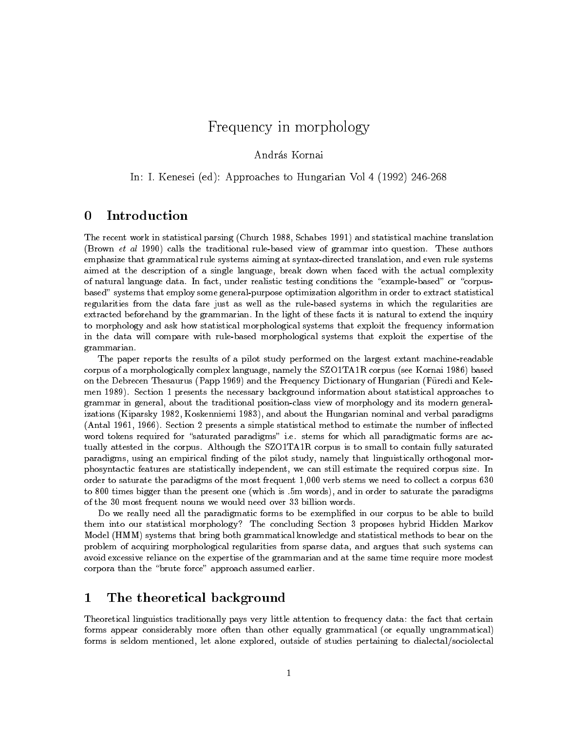# Frequency in morphology

András Kornai

In: I. Kenesei (ed): Approaches to Hungarian Vol 4 (1992) 246-268

## 0 Introduction

The recent work in statistical parsing (Church 1988, Schabes 1991) and statistical machine translation (Brown *et al* 1990) calls the traditional rule-based view of grammar into question. These authors emphasize that grammatical rule systems aiming at syntax-directed translation, and even rule systems aimed at the description of a single language, break down when faced with the actual complexity of natural language data. In fact, under realistic testing conditions the "example-based" or "corpus-based" systems that employ some general-purpose optimization algorithm in order to extract statistical regularities from the data fare just as well as the rule-based systems in which the regularities are extracted beforehand by the grammarian. In the light of these facts it is natural to extend the inquiry to morphology and ask how statistical morphological systems that exploit the frequency information in the data will compare with rule-based morphological systems that exploit the expertise of the grammarian.

The paper reports the results of a pilot study performed on the largest extant machine-readable corpus of a morphologically complex language, namely the SZO1TA1R corpus (see Kornai 1986) based on the Debrecen Thesaurus (Papp 1969) and the Frequency Dictionary of Hungarian (Füredi and Kelemen 1989). Section 1 presents the necessary background information about statistical approaches to grammar in general, about the traditional position-class view of morphology and its modern generalizations (Kiparsky 1982, Koskenniemi 1983), and about the Hungarian nominal and verbal paradigms (Antal 1961, 1966). Section 2 presents a simple statistical method to estimate the number of inflected word tokens required for "saturated paradigms" i.e. stems for which all paradigmatic forms are actually attested in the corpus. Although the SZO1TA1R corpus is to small to contain fully saturated paradigms, using an empirical finding of the pilot study, namely that linguistically orthogonal morphosyntactic features are statistically independent, we can still estimate the required corpus size. In order to saturate the paradigms of the most frequent 1,000 verb stems we need to collect a corpus 630 to 800 times bigger than the present one (which is .5m words), and in order to saturate the paradigms of the 30 most frequent nouns we would need over 33 billion words.

Do we really need all the paradigmatic forms to be exemplified in our corpus to be able to build them into our statistical morphology? The concluding Section 3 proposes hybrid Hidden Markov Model (HMM) systems that bring both grammatical knowledge and statistical methods to bear on the problem of acquiring morphological regularities from sparse data, and argues that such systems can avoid excessive reliance on the expertise of the grammarian and at the same time require more modest corpora than the "brute force" approach assumed earlier.

## 1 The theoretical background

Theoretical linguistics traditionally pays very little attention to frequency data: the fact that certain forms appear considerably more often than other equally grammatical (or equally ungrammatical) forms is seldom mentioned, let alone explored, outside of studies pertaining to dialectal/sociolectal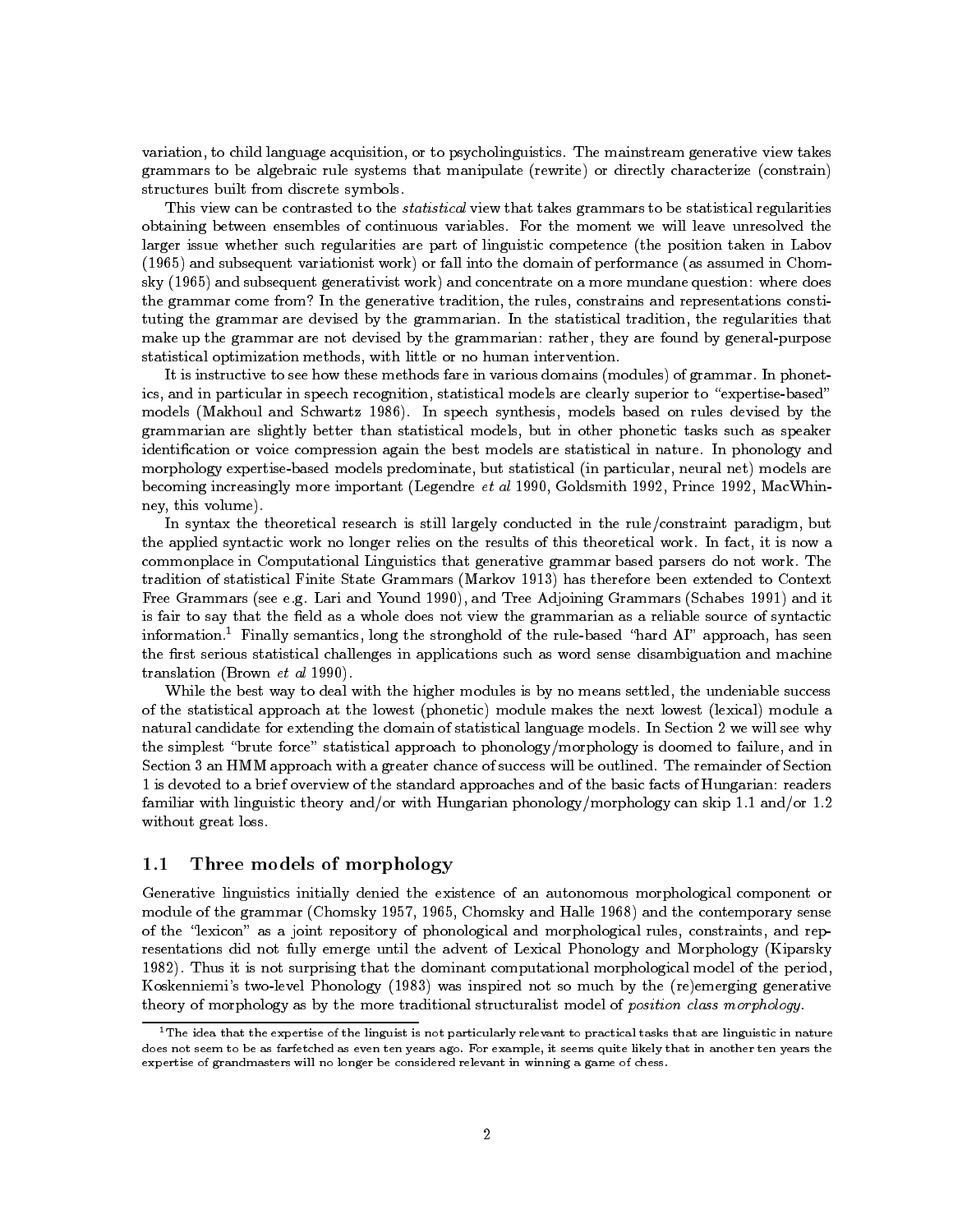variation, to child language acquisition, or to psycholinguistics. The mainstream generative view takes grammars to be algebraic rule systems that manipulate (rewrite) or directly characterize (constrain) structures built from discrete symbols.

This view can be contrasted to the *statistical* view that takes grammars to be statistical regularities obtaining between ensembles of continuous variables. For the moment we will leave unresolved the larger issue whether such regularities are part of linguistic competence (the position taken in Labov (1965) and subsequent variationist work) or fall into the domain of performance (as assumed in Chomsky (1965) and subsequent generativist work) and concentrate on a more mundane question: where does the grammar come from? In the generative tradition, the rules, constrains and representations constituting the grammar are devised by the grammarian. In the statistical tradition, the regularities that make up the grammar are not devised by the grammarian: rather, they are found by general-purpose statistical optimization methods, with little or no human intervention.

It is instructive to see how these methods fare in various domains (modules) of grammar. In phonetics, and in particular in speech recognition, statistical models are clearly superior to "expertise-based" models (Makhoul and Schwartz 1986). In speech synthesis, models based on rules devised by the grammarian are slightly better than statistical models, but in other phonetic tasks such as speaker identification or voice compression again the best models are statistical in nature. In phonology and morphology expertise-based models predominate, but statistical (in particular, neural net) models are becoming increasingly more important (Legendre *et al* 1990, Goldsmith 1992, Prince 1992, MacWhinney, this volume).

In syntax the theoretical research is still largely conducted in the rule/constraint paradigm, but the applied syntactic work no longer relies on the results of this theoretical work. In fact, it is now a commonplace in Computational Linguistics that generative grammar based parsers do not work. The tradition of statistical Finite State Grammars (Markov 1913) has therefore been extended to Context Free Grammars (see e.g. Lari and Yound 1990), and Tree Adjoining Grammars (Schabes 1991) and it is fair to say that the field as a whole does not view the grammarian as a reliable source of syntactic information.[1] Finally semantics, long the stronghold of the rule-based "hard AI" approach, has seen the first serious statistical challenges in applications such as word sense disambiguation and machine translation (Brown *et al* 1990).

While the best way to deal with the higher modules is by no means settled, the undeniable success of the statistical approach at the lowest (phonetic) module makes the next lowest (lexical) module a natural candidate for extending the domain of statistical language models. In Section 2 we will see why the simplest "brute force" statistical approach to phonology/morphology is doomed to failure, and in Section 3 an HMM approach with a greater chance of success will be outlined. The remainder of Section 1 is devoted to a brief overview of the standard approaches and of the basic facts of Hungarian: readers familiar with linguistic theory and/or with Hungarian phonology/morphology can skip 1.1 and/or 1.2 without great loss.

## 1.1 Three models of morphology

Generative linguistics initially denied the existence of an autonomous morphological component or module of the grammar (Chomsky 1957, 1965, Chomsky and Halle 1968) and the contemporary sense of the "lexicon" as a joint repository of phonological and morphological rules, constraints, and representations did not fully emerge until the advent of Lexical Phonology and Morphology (Kiparsky 1982). Thus it is not surprising that the dominant computational morphological model of the period, Koskenniemi's two-level Phonology (1983) was inspired not so much by the (re)emerging generative theory of morphology as by the more traditional structuralist model of *position class morphology*.

[1] The idea that the expertise of the linguist is not particularly relevant to practical tasks that are linguistic in nature does not seem to be as farfetched as even ten years ago. For example, it seems quite likely that in another ten years the expertise of grandmasters will no longer be considered relevant in winning a game of chess.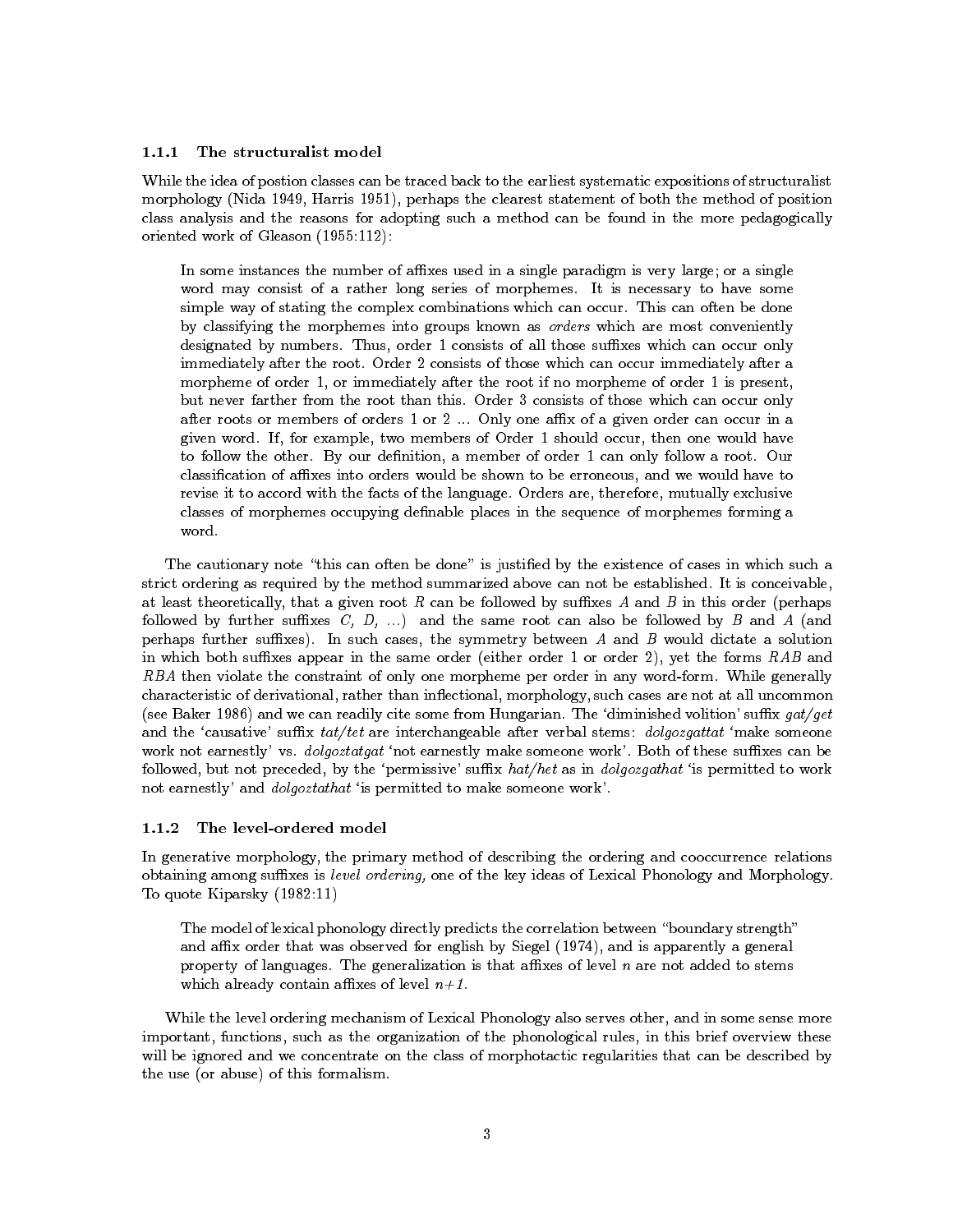### 1.1.1 The structuralist model

While the idea of postion classes can be traced back to the earliest systematic expositions of structuralist morphology (Nida 1949, Harris 1951), perhaps the clearest statement of both the method of position class analysis and the reasons for adopting such a method can be found in the more pedagogically oriented work of Gleason (1955:112):

> In some instances the number of affixes used in a single paradigm is very large; or a single word may consist of a rather long series of morphemes. It is necessary to have some simple way of stating the complex combinations which can occur. This can often be done by classifying the morphemes into groups known as *orders* which are most conveniently designated by numbers. Thus, order 1 consists of all those suffixes which can occur only immediately after the root. Order 2 consists of those which can occur immediately after a morpheme of order 1, or immediately after the root if no morpheme of order 1 is present, but never farther from the root than this. Order 3 consists of those which can occur only after roots or members of orders 1 or 2 ... Only one affix of a given order can occur in a given word. If, for example, two members of Order 1 should occur, then one would have to follow the other. By our definition, a member of order 1 can only follow a root. Our classification of affixes into orders would be shown to be erroneous, and we would have to revise it to accord with the facts of the language. Orders are, therefore, mutually exclusive classes of morphemes occupying definable places in the sequence of morphemes forming a word.

The cautionary note "this can often be done" is justified by the existence of cases in which such a strict ordering as required by the method summarized above can not be established. It is conceivable, at least theoretically, that a given root $R$ can be followed by suffixes $A$ and $B$ in this order (perhaps followed by further suffixes $C$, $D$, ...) and the same root can also be followed by $B$ and $A$ (and perhaps further suffixes). In such cases, the symmetry between $A$ and $B$ would dictate a solution in which both suffixes appear in the same order (either order 1 or order 2), yet the forms $RAB$ and $RBA$ then violate the constraint of only one morpheme per order in any word-form. While generally characteristic of derivational, rather than inflectional, morphology, such cases are not at all uncommon (see Baker 1986) and we can readily cite some from Hungarian. The 'diminished volition' suffix *gat/get* and the 'causative' suffix *tat/tet* are interchangeable after verbal stems: *dolgozgattat* 'make someone work not earnestly' vs. *dolgoztatgat* 'not earnestly make someone work'. Both of these suffixes can be followed, but not preceded, by the 'permissive' suffix *hat/het* as in *dolgozgathat* 'is permitted to work not earnestly' and *dolgoztathat* 'is permitted to make someone work'.

### 1.1.2 The level-ordered model

In generative morphology, the primary method of describing the ordering and cooccurrence relations obtaining among suffixes is *level ordering,* one of the key ideas of Lexical Phonology and Morphology. To quote Kiparsky (1982:11)

> The model of lexical phonology directly predicts the correlation between "boundary strength" and affix order that was observed for english by Siegel (1974), and is apparently a general property of languages. The generalization is that affixes of level $n$ are not added to stems which already contain affixes of level $n+1$.

While the level ordering mechanism of Lexical Phonology also serves other, and in some sense more important, functions, such as the organization of the phonological rules, in this brief overview these will be ignored and we concentrate on the class of morphotactic regularities that can be described by the use (or abuse) of this formalism.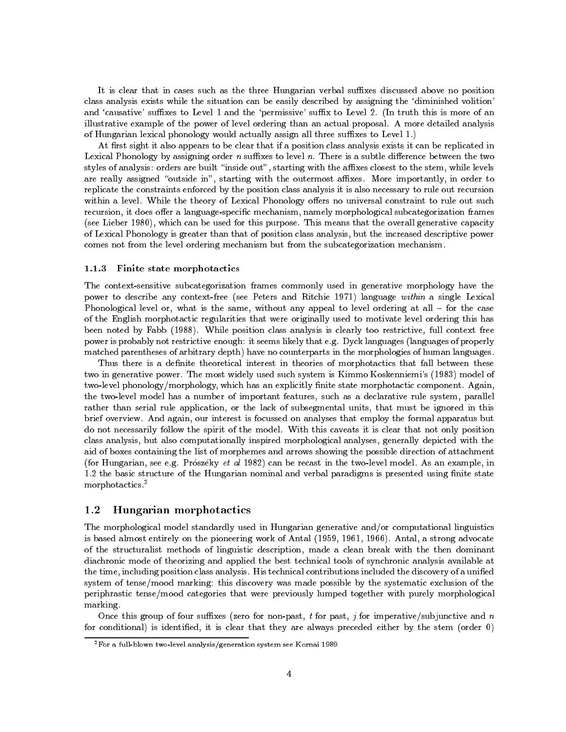It is clear that in cases such as the three Hungarian verbal suffixes discussed above no position class analysis exists while the situation can be easily described by assigning the 'diminished volition' and 'causative' suffixes to Level 1 and the 'permissive' suffix to Level 2. (In truth this is more of an illustrative example of the power of level ordering than an actual proposal. A more detailed analysis of Hungarian lexical phonology would actually assign all three suffixes to Level 1.)

At first sight it also appears to be clear that if a position class analysis exists it can be replicated in Lexical Phonology by assigning order $n$ suffixes to level $n$. There is a subtle difference between the two styles of analysis: orders are built "inside out", starting with the affixes closest to the stem, while levels are really assigned "outside in", starting with the outermost affixes. More importantly, in order to replicate the constraints enforced by the position class analysis it is also necessary to rule out recursion within a level. While the theory of Lexical Phonology offers no universal constraint to rule out such recursion, it does offer a language-specific mechanism, namely morphological subcategorization frames (see Lieber 1980), which can be used for this purpose. This means that the overall generative capacity of Lexical Phonology is greater than that of position class analysis, but the increased descriptive power comes not from the level ordering mechanism but from the subcategorization mechanism.

### 1.1.3 Finite state morphotactics

The context-sensitive subcategorization frames commonly used in generative morphology have the power to describe any context-free (see Peters and Ritchie 1971) language *within* a single Lexical Phonological level or, what is the same, without any appeal to level ordering at all – for the case of the English morphotactic regularities that were originally used to motivate level ordering this has been noted by Fabb (1988). While position class analysis is clearly too restrictive, full context free power is probably not restrictive enough: it seems likely that e.g. Dyck languages (languages of properly matched parentheses of arbitrary depth) have no counterparts in the morphologies of human languages.

Thus there is a definite theoretical interest in theories of morphotactics that fall between these two in generative power. The most widely used such system is Kimmo Koskenniemi's (1983) model of two-level phonology/morphology, which has an explicitly finite state morphotactic component. Again, the two-level model has a number of important features, such as a declarative rule system, parallel rather than serial rule application, or the lack of subsegmental units, that must be ignored in this brief overview. And again, our interest is focussed on analyses that employ the formal apparatus but do not necessarily follow the spirit of the model. With this caveats it is clear that not only position class analysis, but also computationally inspired morphological analyses, generally depicted with the aid of boxes containing the list of morphemes and arrows showing the possible direction of attachment (for Hungarian, see e.g. Prószéky *et al* 1982) can be recast in the two-level model. As an example, in 1.2 the basic structure of the Hungarian nominal and verbal paradigms is presented using finite state morphotactics.[2]

## 1.2 Hungarian morphotactics

The morphological model standardly used in Hungarian generative and/or computational linguistics is based almost entirely on the pioneering work of Antal (1959, 1961, 1966). Antal, a strong advocate of the structuralist methods of linguistic description, made a clean break with the then dominant diachronic mode of theorizing and applied the best technical tools of synchronic analysis available at the time, including position class analysis. His technical contributions included the discovery of a unified system of tense/mood marking: this discovery was made possible by the systematic exclusion of the periphrastic tense/mood categories that were previously lumped together with purely morphological marking.

Once this group of four suffixes (zero for non-past, $t$ for past, $j$ for imperative/subjunctive and $n$ for conditional) is identified, it is clear that they are always preceded either by the stem (order 0)

[2] For a full-blown two-level analysis/generation system see Kornai 1989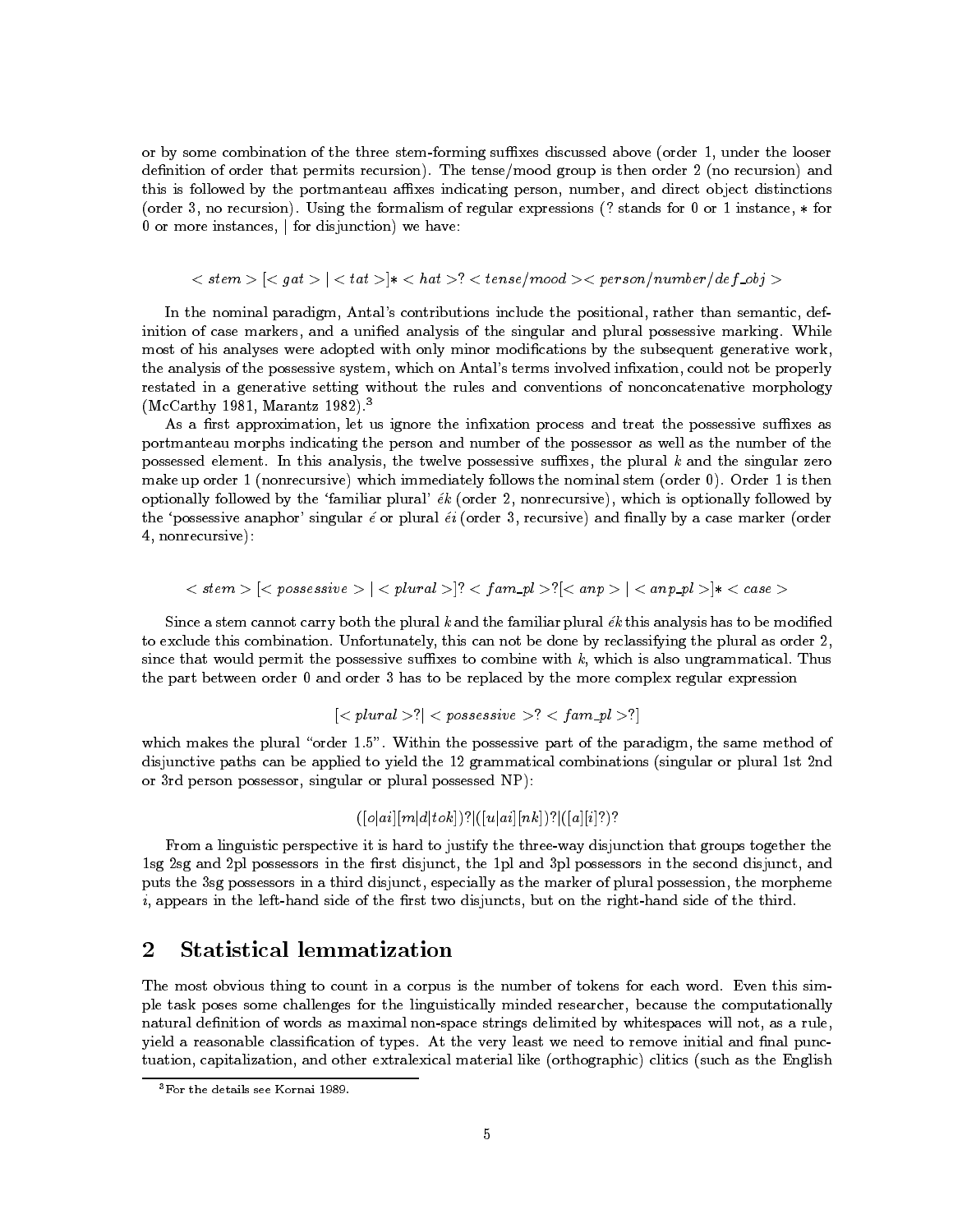or by some combination of the three stem-forming suffixes discussed above (order 1, under the looser definition of order that permits recursion). The tense/mood group is then order 2 (no recursion) and this is followed by the portmanteau affixes indicating person, number, and direct object distinctions (order 3, no recursion). Using the formalism of regular expressions (? stands for 0 or 1 instance, * for 0 or more instances, | for disjunction) we have:

$$< stem > [< gat > | < tat >] * < hat > ? < tense/mood >< person/number/def\_obj >$$

In the nominal paradigm, Antal's contributions include the positional, rather than semantic, definition of case markers, and a unified analysis of the singular and plural possessive marking. While most of his analyses were adopted with only minor modifications by the subsequent generative work, the analysis of the possessive system, which on Antal's terms involved infixation, could not be properly restated in a generative setting without the rules and conventions of nonconcatenative morphology (McCarthy 1981, Marantz 1982).[3]

As a first approximation, let us ignore the infixation process and treat the possessive suffixes as portmanteau morphs indicating the person and number of the possessor as well as the number of the possessed element. In this analysis, the twelve possessive suffixes, the plural *k* and the singular zero make up order 1 (nonrecursive) which immediately follows the nominal stem (order 0). Order 1 is then optionally followed by the 'familiar plural' *ék* (order 2, nonrecursive), which is optionally followed by the 'possessive anaphor' singular *é* or plural *éi* (order 3, recursive) and finally by a case marker (order 4, nonrecursive):

$$< stem > [< possessive > | < plural >] ? < fam\_pl > ? [< anp > | < anp\_pl >] * < case >$$

Since a stem cannot carry both the plural *k* and the familiar plural *ék* this analysis has to be modified to exclude this combination. Unfortunately, this can not be done by reclassifying the plural as order 2, since that would permit the possessive suffixes to combine with *k*, which is also ungrammatical. Thus the part between order 0 and order 3 has to be replaced by the more complex regular expression

$$[< plural > ? | < possessive > ? < fam\_pl > ?]$$

which makes the plural "order 1.5". Within the possessive part of the paradigm, the same method of disjunctive paths can be applied to yield the 12 grammatical combinations (singular or plural 1st 2nd or 3rd person possessor, singular or plural possessed NP):

$$([o|ai][m|d|tok])?|([u|ai][nk])?|([a][i]?)?$$

From a linguistic perspective it is hard to justify the three-way disjunction that groups together the 1sg 2sg and 2pl possessors in the first disjunct, the 1pl and 3pl possessors in the second disjunct, and puts the 3sg possessors in a third disjunct, especially as the marker of plural possession, the morpheme *i*, appears in the left-hand side of the first two disjuncts, but on the right-hand side of the third.

## 2 Statistical lemmatization

The most obvious thing to count in a corpus is the number of tokens for each word. Even this simple task poses some challenges for the linguistically minded researcher, because the computationally natural definition of words as maximal non-space strings delimited by whitespaces will not, as a rule, yield a reasonable classification of types. At the very least we need to remove initial and final punctuation, capitalization, and other extralexical material like (orthographic) clitics (such as the English

[3] For the details see Kornai 1989.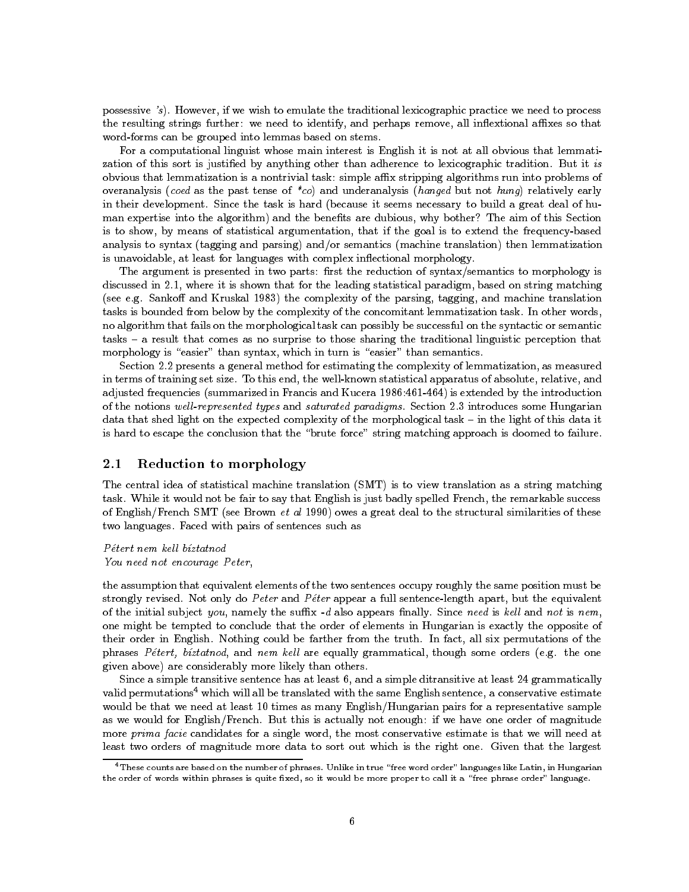possessive *'s*). However, if we wish to emulate the traditional lexicographic practice we need to process the resulting strings further: we need to identify, and perhaps remove, all inflextional affixes so that word-forms can be grouped into lemmas based on stems.

For a computational linguist whose main interest is English it is not at all obvious that lemmatization of this sort is justified by anything other than adherence to lexicographic tradition. But it *is* obvious that lemmatization is a nontrivial task: simple affix stripping algorithms run into problems of overanalysis (*coed* as the past tense of *\*co*) and underanalysis (*hanged* but not *hung*) relatively early in their development. Since the task is hard (because it seems necessary to build a great deal of human expertise into the algorithm) and the benefits are dubious, why bother? The aim of this Section is to show, by means of statistical argumentation, that if the goal is to extend the frequency-based analysis to syntax (tagging and parsing) and/or semantics (machine translation) then lemmatization is unavoidable, at least for languages with complex inflectional morphology.

The argument is presented in two parts: first the reduction of syntax/semantics to morphology is discussed in 2.1, where it is shown that for the leading statistical paradigm, based on string matching (see e.g. Sankoff and Kruskal 1983) the complexity of the parsing, tagging, and machine translation tasks is bounded from below by the complexity of the concomitant lemmatization task. In other words, no algorithm that fails on the morphological task can possibly be successful on the syntactic or semantic tasks – a result that comes as no surprise to those sharing the traditional linguistic perception that morphology is "easier" than syntax, which in turn is "easier" than semantics.

Section 2.2 presents a general method for estimating the complexity of lemmatization, as measured in terms of training set size. To this end, the well-known statistical apparatus of absolute, relative, and adjusted frequencies (summarized in Francis and Kucera 1986:461-464) is extended by the introduction of the notions *well-represented types* and *saturated paradigms*. Section 2.3 introduces some Hungarian data that shed light on the expected complexity of the morphological task – in the light of this data it is hard to escape the conclusion that the "brute force" string matching approach is doomed to failure.

## 2.1 Reduction to morphology

The central idea of statistical machine translation (SMT) is to view translation as a string matching task. While it would not be fair to say that English is just badly spelled French, the remarkable success of English/French SMT (see Brown *et al* 1990) owes a great deal to the structural similarities of these two languages. Faced with pairs of sentences such as

*Pétert nem kell bíztatnod*
*You need not encourage Peter*,

the assumption that equivalent elements of the two sentences occupy roughly the same position must be strongly revised. Not only do *Peter* and *Péter* appear a full sentence-length apart, but the equivalent of the initial subject *you*, namely the suffix *-d* also appears finally. Since *need* is *kell* and *not* is *nem*, one might be tempted to conclude that the order of elements in Hungarian is exactly the opposite of their order in English. Nothing could be farther from the truth. In fact, all six permutations of the phrases *Pétert, bíztatnod*, and *nem kell* are equally grammatical, though some orders (e.g. the one given above) are considerably more likely than others.

Since a simple transitive sentence has at least 6, and a simple ditransitive at least 24 grammatically valid permutations[4] which will all be translated with the same English sentence, a conservative estimate would be that we need at least 10 times as many English/Hungarian pairs for a representative sample as we would for English/French. But this is actually not enough: if we have one order of magnitude more *prima facie* candidates for a single word, the most conservative estimate is that we will need at least two orders of magnitude more data to sort out which is the right one. Given that the largest

[4] These counts are based on the number of phrases. Unlike in true "free word order" languages like Latin, in Hungarian the order of words within phrases is quite fixed, so it would be more proper to call it a "free phrase order" language.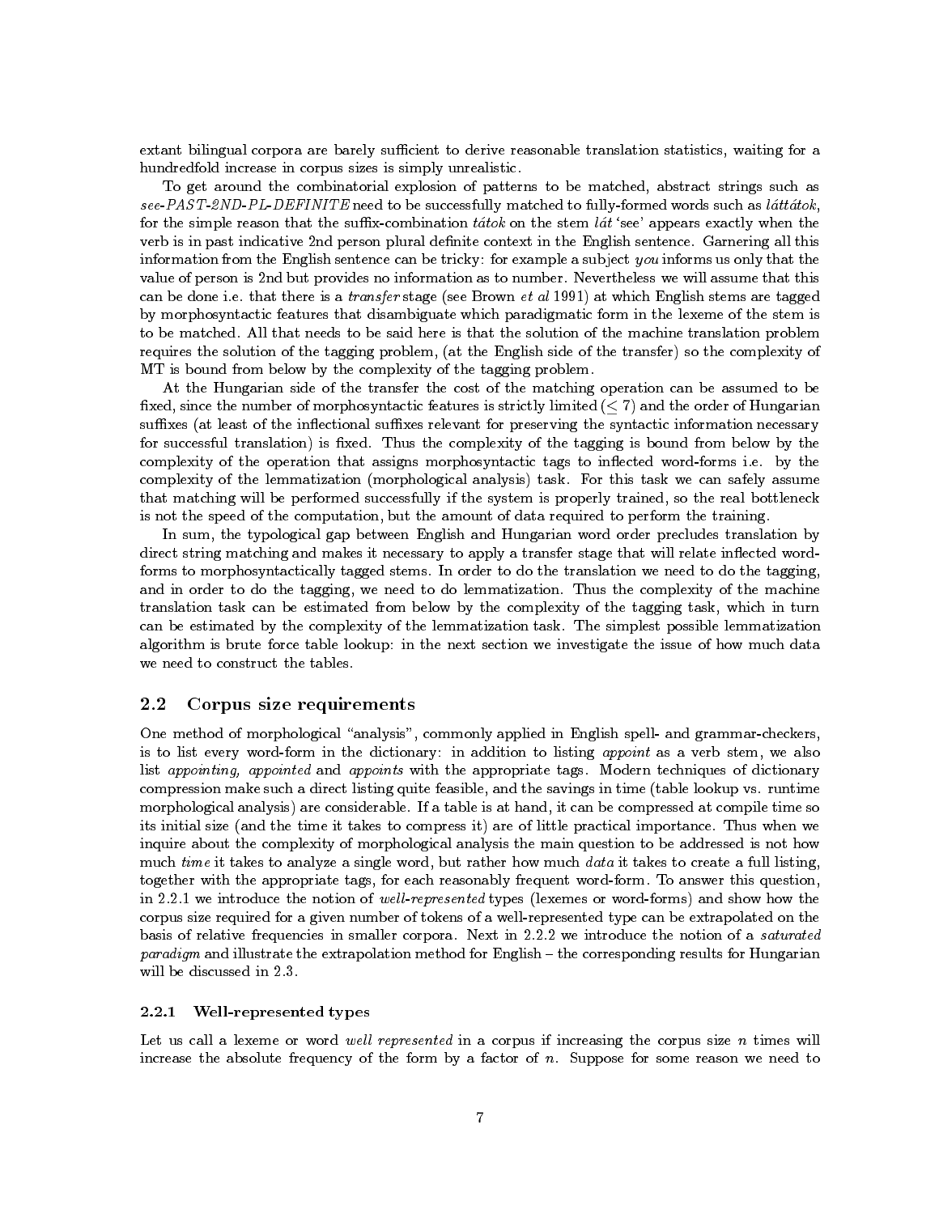extant bilingual corpora are barely sufficient to derive reasonable translation statistics, waiting for a hundredfold increase in corpus sizes is simply unrealistic.

To get around the combinatorial explosion of patterns to be matched, abstract strings such as *see-PAST-2ND-PL-DEFINITE* need to be successfully matched to fully-formed words such as *láttátok*, for the simple reason that the suffix-combination *tátok* on the stem *lát* 'see' appears exactly when the verb is in past indicative 2nd person plural definite context in the English sentence. Garnering all this information from the English sentence can be tricky: for example a subject *you* informs us only that the value of person is 2nd but provides no information as to number. Nevertheless we will assume that this can be done i.e. that there is a *transfer* stage (see Brown *et al* 1991) at which English stems are tagged by morphosyntactic features that disambiguate which paradigmatic form in the lexeme of the stem is to be matched. All that needs to be said here is that the solution of the machine translation problem requires the solution of the tagging problem, (at the English side of the transfer) so the complexity of MT is bound from below by the complexity of the tagging problem.

At the Hungarian side of the transfer the cost of the matching operation can be assumed to be fixed, since the number of morphosyntactic features is strictly limited ($\leq 7$) and the order of Hungarian suffixes (at least of the inflectional suffixes relevant for preserving the syntactic information necessary for successful translation) is fixed. Thus the complexity of the tagging is bound from below by the complexity of the operation that assigns morphosyntactic tags to inflected word-forms i.e. by the complexity of the lemmatization (morphological analysis) task. For this task we can safely assume that matching will be performed successfully if the system is properly trained, so the real bottleneck is not the speed of the computation, but the amount of data required to perform the training.

In sum, the typological gap between English and Hungarian word order precludes translation by direct string matching and makes it necessary to apply a transfer stage that will relate inflected word-forms to morphosyntactically tagged stems. In order to do the translation we need to do the tagging, and in order to do the tagging, we need to do lemmatization. Thus the complexity of the machine translation task can be estimated from below by the complexity of the tagging task, which in turn can be estimated by the complexity of the lemmatization task. The simplest possible lemmatization algorithm is brute force table lookup: in the next section we investigate the issue of how much data we need to construct the tables.

## 2.2 Corpus size requirements

One method of morphological "analysis", commonly applied in English spell- and grammar-checkers, is to list every word-form in the dictionary: in addition to listing *appoint* as a verb stem, we also list *appointing, appointed* and *appoints* with the appropriate tags. Modern techniques of dictionary compression make such a direct listing quite feasible, and the savings in time (table lookup vs. runtime morphological analysis) are considerable. If a table is at hand, it can be compressed at compile time so its initial size (and the time it takes to compress it) are of little practical importance. Thus when we inquire about the complexity of morphological analysis the main question to be addressed is not how much *time* it takes to analyze a single word, but rather how much *data* it takes to create a full listing, together with the appropriate tags, for each reasonably frequent word-form. To answer this question, in 2.2.1 we introduce the notion of *well-represented* types (lexemes or word-forms) and show how the corpus size required for a given number of tokens of a well-represented type can be extrapolated on the basis of relative frequencies in smaller corpora. Next in 2.2.2 we introduce the notion of a *saturated paradigm* and illustrate the extrapolation method for English – the corresponding results for Hungarian will be discussed in 2.3.

### 2.2.1 Well-represented types

Let us call a lexeme or word *well represented* in a corpus if increasing the corpus size $n$ times will increase the absolute frequency of the form by a factor of $n$. Suppose for some reason we need to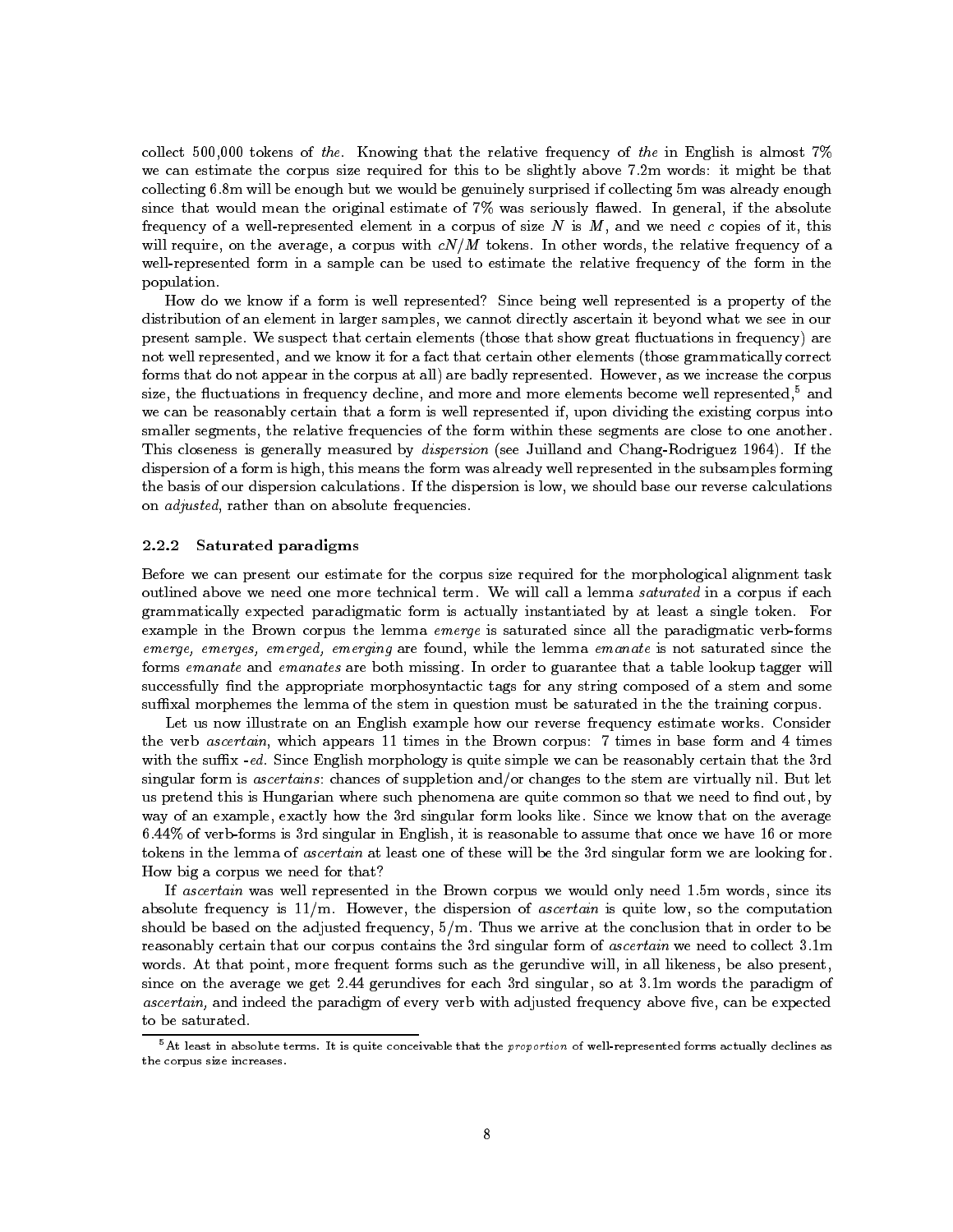collect 500,000 tokens of *the*. Knowing that the relative frequency of *the* in English is almost 7% we can estimate the corpus size required for this to be slightly above 7.2m words: it might be that collecting 6.8m will be enough but we would be genuinely surprised if collecting 5m was already enough since that would mean the original estimate of 7% was seriously flawed. In general, if the absolute frequency of a well-represented element in a corpus of size $N$ is $M$, and we need $c$ copies of it, this will require, on the average, a corpus with $cN/M$ tokens. In other words, the relative frequency of a well-represented form in a sample can be used to estimate the relative frequency of the form in the population.

How do we know if a form is well represented? Since being well represented is a property of the distribution of an element in larger samples, we cannot directly ascertain it beyond what we see in our present sample. We suspect that certain elements (those that show great fluctuations in frequency) are not well represented, and we know it for a fact that certain other elements (those grammatically correct forms that do not appear in the corpus at all) are badly represented. However, as we increase the corpus size, the fluctuations in frequency decline, and more and more elements become well represented,[5] and we can be reasonably certain that a form is well represented if, upon dividing the existing corpus into smaller segments, the relative frequencies of the form within these segments are close to one another. This closeness is generally measured by *dispersion* (see Juilland and Chang-Rodriguez 1964). If the dispersion of a form is high, this means the form was already well represented in the subsamples forming the basis of our dispersion calculations. If the dispersion is low, we should base our reverse calculations on *adjusted*, rather than on absolute frequencies.

### 2.2.2 Saturated paradigms

Before we can present our estimate for the corpus size required for the morphological alignment task outlined above we need one more technical term. We will call a lemma *saturated* in a corpus if each grammatically expected paradigmatic form is actually instantiated by at least a single token. For example in the Brown corpus the lemma *emerge* is saturated since all the paradigmatic verb-forms *emerge, emerges, emerged, emerging* are found, while the lemma *emanate* is not saturated since the forms *emanate* and *emanates* are both missing. In order to guarantee that a table lookup tagger will successfully find the appropriate morphosyntactic tags for any string composed of a stem and some suffixal morphemes the lemma of the stem in question must be saturated in the the training corpus.

Let us now illustrate on an English example how our reverse frequency estimate works. Consider the verb *ascertain*, which appears 11 times in the Brown corpus: 7 times in base form and 4 times with the suffix *-ed*. Since English morphology is quite simple we can be reasonably certain that the 3rd singular form is *ascertains*: chances of suppletion and/or changes to the stem are virtually nil. But let us pretend this is Hungarian where such phenomena are quite common so that we need to find out, by way of an example, exactly how the 3rd singular form looks like. Since we know that on the average 6.44% of verb-forms is 3rd singular in English, it is reasonable to assume that once we have 16 or more tokens in the lemma of *ascertain* at least one of these will be the 3rd singular form we are looking for. How big a corpus we need for that?

If *ascertain* was well represented in the Brown corpus we would only need 1.5m words, since its absolute frequency is 11/m. However, the dispersion of *ascertain* is quite low, so the computation should be based on the adjusted frequency, 5/m. Thus we arrive at the conclusion that in order to be reasonably certain that our corpus contains the 3rd singular form of *ascertain* we need to collect 3.1m words. At that point, more frequent forms such as the gerundive will, in all likeness, be also present, since on the average we get 2.44 gerundives for each 3rd singular, so at 3.1m words the paradigm of *ascertain,* and indeed the paradigm of every verb with adjusted frequency above five, can be expected to be saturated.

---

[5] At least in absolute terms. It is quite conceivable that the *proportion* of well-represented forms actually declines as the corpus size increases.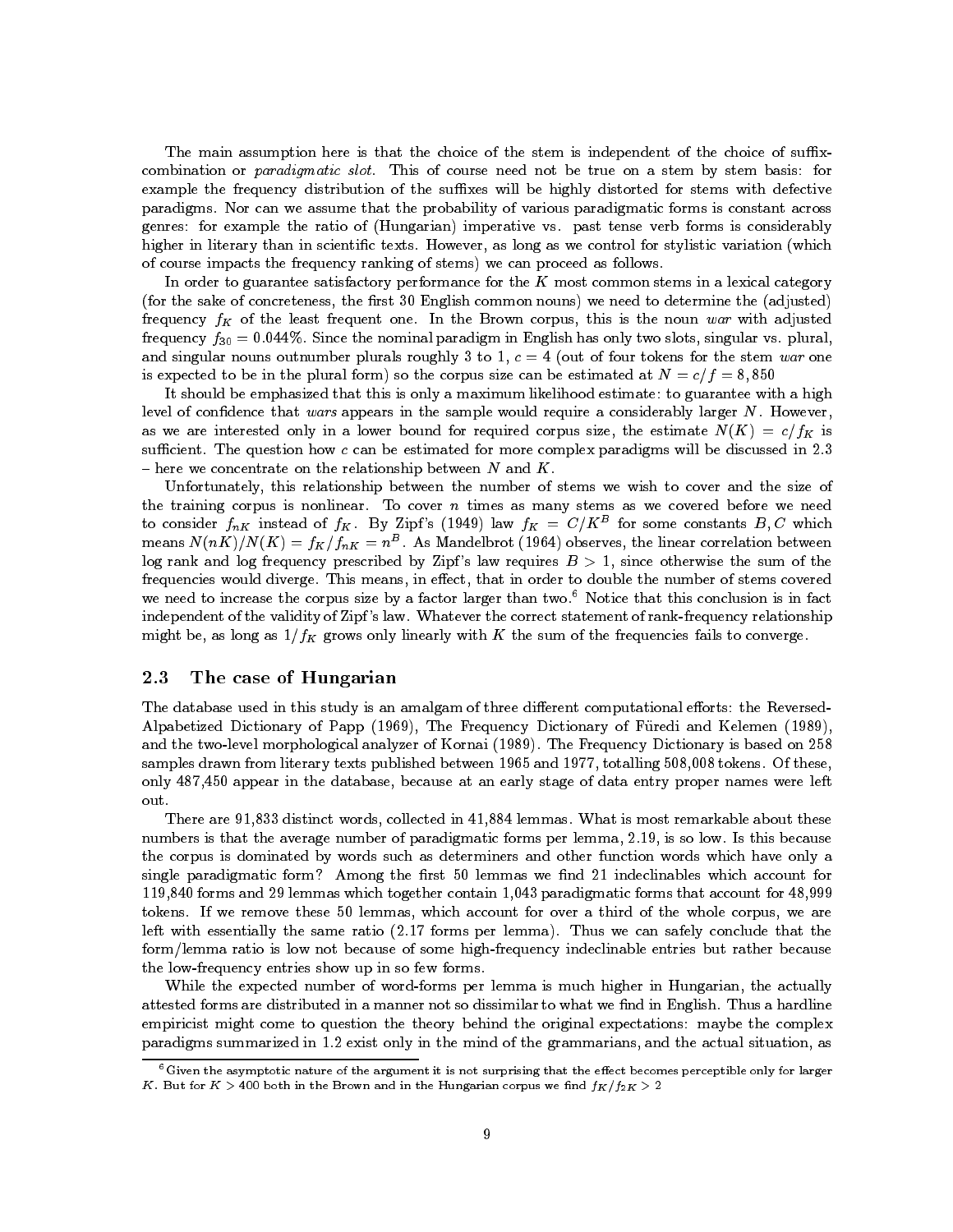The main assumption here is that the choice of the stem is independent of the choice of suffix-combination or *paradigmatic slot*. This of course need not be true on a stem by stem basis: for example the frequency distribution of the suffixes will be highly distorted for stems with defective paradigms. Nor can we assume that the probability of various paradigmatic forms is constant across genres: for example the ratio of (Hungarian) imperative vs. past tense verb forms is considerably higher in literary than in scientific texts. However, as long as we control for stylistic variation (which of course impacts the frequency ranking of stems) we can proceed as follows.

In order to guarantee satisfactory performance for the $K$ most common stems in a lexical category (for the sake of concreteness, the first 30 English common nouns) we need to determine the (adjusted) frequency $f_K$ of the least frequent one. In the Brown corpus, this is the noun *war* with adjusted frequency $f_{30} = 0.044\%$. Since the nominal paradigm in English has only two slots, singular vs. plural, and singular nouns outnumber plurals roughly 3 to 1, $c = 4$ (out of four tokens for the stem *war* one is expected to be in the plural form) so the corpus size can be estimated at $N = c/f = 8,850$

It should be emphasized that this is only a maximum likelihood estimate: to guarantee with a high level of confidence that *wars* appears in the sample would require a considerably larger $N$. However, as we are interested only in a lower bound for required corpus size, the estimate $N(K) = c/f_K$ is sufficient. The question how $c$ can be estimated for more complex paradigms will be discussed in 2.3 – here we concentrate on the relationship between $N$ and $K$.

Unfortunately, this relationship between the number of stems we wish to cover and the size of the training corpus is nonlinear. To cover $n$ times as many stems as we covered before we need to consider $f_{nK}$ instead of $f_K$. By Zipf's (1949) law $f_K = C/K^B$ for some constants $B, C$ which means $N(nK)/N(K) = f_K/f_{nK} = n^B$. As Mandelbrot (1964) observes, the linear correlation between log rank and log frequency prescribed by Zipf's law requires $B > 1$, since otherwise the sum of the frequencies would diverge. This means, in effect, that in order to double the number of stems covered we need to increase the corpus size by a factor larger than two.[6] Notice that this conclusion is in fact independent of the validity of Zipf's law. Whatever the correct statement of rank-frequency relationship might be, as long as $1/f_K$ grows only linearly with $K$ the sum of the frequencies fails to converge.

## 2.3 The case of Hungarian

The database used in this study is an amalgam of three different computational efforts: the Reversed-Alpabetized Dictionary of Papp (1969), The Frequency Dictionary of Füredi and Kelemen (1989), and the two-level morphological analyzer of Kornai (1989). The Frequency Dictionary is based on 258 samples drawn from literary texts published between 1965 and 1977, totalling 508,008 tokens. Of these, only 487,450 appear in the database, because at an early stage of data entry proper names were left out.

There are 91,833 distinct words, collected in 41,884 lemmas. What is most remarkable about these numbers is that the average number of paradigmatic forms per lemma, 2.19, is so low. Is this because the corpus is dominated by words such as determiners and other function words which have only a single paradigmatic form? Among the first 50 lemmas we find 21 indeclinables which account for 119,840 forms and 29 lemmas which together contain 1,043 paradigmatic forms that account for 48,999 tokens. If we remove these 50 lemmas, which account for over a third of the whole corpus, we are left with essentially the same ratio (2.17 forms per lemma). Thus we can safely conclude that the form/lemma ratio is low not because of some high-frequency indeclinable entries but rather because the low-frequency entries show up in so few forms.

While the expected number of word-forms per lemma is much higher in Hungarian, the actually attested forms are distributed in a manner not so dissimilar to what we find in English. Thus a hardline empiricist might come to question the theory behind the original expectations: maybe the complex paradigms summarized in 1.2 exist only in the mind of the grammarians, and the actual situation, as

[6] Given the asymptotic nature of the argument it is not surprising that the effect becomes perceptible only for larger $K$. But for $K > 400$ both in the Brown and in the Hungarian corpus we find $f_K/f_{2K} > 2$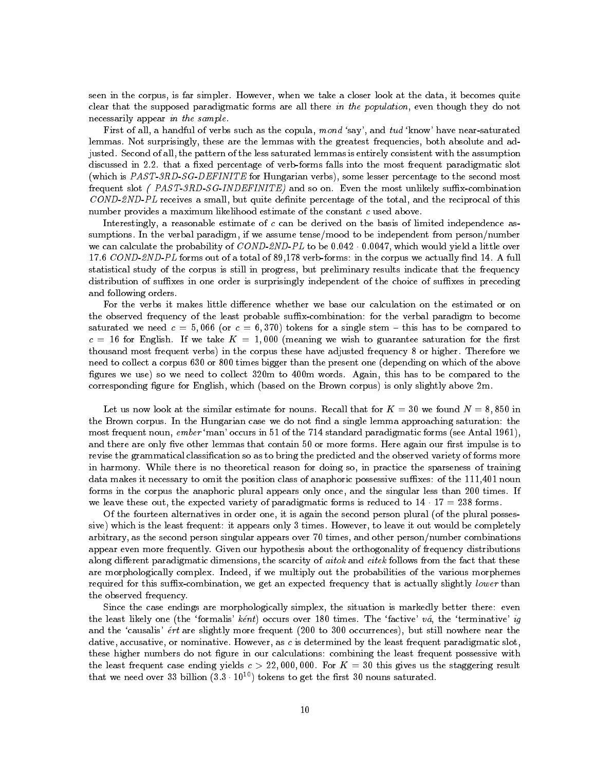seen in the corpus, is far simpler. However, when we take a closer look at the data, it becomes quite clear that the supposed paradigmatic forms are all there *in the population*, even though they do not necessarily appear *in the sample*.

First of all, a handful of verbs such as the copula, *mond* 'say', and *tud* 'know' have near-saturated lemmas. Not surprisingly, these are the lemmas with the greatest frequencies, both absolute and adjusted. Second of all, the pattern of the less saturated lemmas is entirely consistent with the assumption discussed in 2.2. that a fixed percentage of verb-forms falls into the most frequent paradigmatic slot (which is *PAST-3RD-SG-DEFINITE* for Hungarian verbs), some lesser percentage to the second most frequent slot ( *PAST-3RD-SG-INDEFINITE)* and so on. Even the most unlikely suffix-combination *COND-2ND-PL* receives a small, but quite definite percentage of the total, and the reciprocal of this number provides a maximum likelihood estimate of the constant $c$ used above.

Interestingly, a reasonable estimate of $c$ can be derived on the basis of limited independence assumptions. In the verbal paradigm, if we assume tense/mood to be independent from person/number we can calculate the probability of *COND-2ND-PL* to be $0.042 \cdot 0.0047$, which would yield a little over 17.6 *COND-2ND-PL* forms out of a total of 89,178 verb-forms: in the corpus we actually find 14. A full statistical study of the corpus is still in progress, but preliminary results indicate that the frequency distribution of suffixes in one order is surprisingly independent of the choice of suffixes in preceding and following orders.

For the verbs it makes little difference whether we base our calculation on the estimated or on the observed frequency of the least probable suffix-combination: for the verbal paradigm to become saturated we need $c = 5,066$ (or $c = 6,370$) tokens for a single stem – this has to be compared to $c = 16$ for English. If we take $K = 1,000$ (meaning we wish to guarantee saturation for the first thousand most frequent verbs) in the corpus these have adjusted frequency 8 or higher. Therefore we need to collect a corpus 630 or 800 times bigger than the present one (depending on which of the above figures we use) so we need to collect 320m to 400m words. Again, this has to be compared to the corresponding figure for English, which (based on the Brown corpus) is only slightly above 2m.

Let us now look at the similar estimate for nouns. Recall that for $K = 30$ we found $N = 8,850$ in the Brown corpus. In the Hungarian case we do not find a single lemma approaching saturation: the most frequent noun, *ember* 'man' occurs in 51 of the 714 standard paradigmatic forms (see Antal 1961), and there are only five other lemmas that contain 50 or more forms. Here again our first impulse is to revise the grammatical classification so as to bring the predicted and the observed variety of forms more in harmony. While there is no theoretical reason for doing so, in practice the sparseness of training data makes it necessary to omit the position class of anaphoric possessive suffixes: of the 111,401 noun forms in the corpus the anaphoric plural appears only once, and the singular less than 200 times. If we leave these out, the expected variety of paradigmatic forms is reduced to $14 \cdot 17 = 238$ forms.

Of the fourteen alternatives in order one, it is again the second person plural (of the plural possessive) which is the least frequent: it appears only 3 times. However, to leave it out would be completely arbitrary, as the second person singular appears over 70 times, and other person/number combinations appear even more frequently. Given our hypothesis about the orthogonality of frequency distributions along different paradigmatic dimensions, the scarcity of *aitok* and *eitek* follows from the fact that these are morphologically complex. Indeed, if we multiply out the probabilities of the various morphemes required for this suffix-combination, we get an expected frequency that is actually slightly *lower* than the observed frequency.

Since the case endings are morphologically simplex, the situation is markedly better there: even the least likely one (the 'formalis' *ként*) occurs over 180 times. The 'factive' *vá*, the 'terminative' *ig* and the 'causalis' *ért* are slightly more frequent (200 to 300 occurrences), but still nowhere near the dative, accusative, or nominative. However, as $c$ is determined by the least frequent paradigmatic slot, these higher numbers do not figure in our calculations: combining the least frequent possessive with the least frequent case ending yields $c > 22,000,000$. For $K = 30$ this gives us the staggering result that we need over 33 billion ($3.3 \cdot 10^{10}$) tokens to get the first 30 nouns saturated.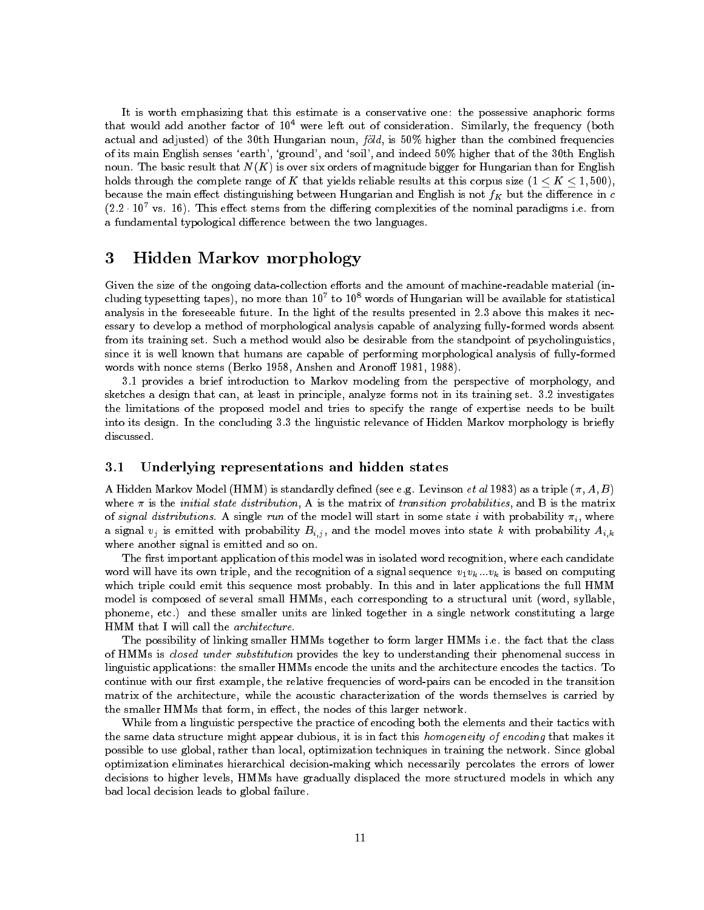It is worth emphasizing that this estimate is a conservative one: the possessive anaphoric forms that would add another factor of $10^4$ were left out of consideration. Similarly, the frequency (both actual and adjusted) of the 30th Hungarian noun, *föld*, is 50% higher than the combined frequencies of its main English senses 'earth', 'ground', and 'soil', and indeed 50% higher that of the 30th English noun. The basic result that $N(K)$ is over six orders of magnitude bigger for Hungarian than for English holds through the complete range of $K$ that yields reliable results at this corpus size ($1 \leq K \leq 1,500$), because the main effect distinguishing between Hungarian and English is not $f_K$ but the difference in $c$ ($2.2 \cdot 10^7$ vs. 16). This effect stems from the differing complexities of the nominal paradigms i.e. from a fundamental typological difference between the two languages.

# 3 Hidden Markov morphology

Given the size of the ongoing data-collection efforts and the amount of machine-readable material (including typesetting tapes), no more than $10^7$ to $10^8$ words of Hungarian will be available for statistical analysis in the foreseeable future. In the light of the results presented in 2.3 above this makes it necessary to develop a method of morphological analysis capable of analyzing fully-formed words absent from its training set. Such a method would also be desirable from the standpoint of psycholinguistics, since it is well known that humans are capable of performing morphological analysis of fully-formed words with nonce stems (Berko 1958, Anshen and Aronoff 1981, 1988).

3.1 provides a brief introduction to Markov modeling from the perspective of morphology, and sketches a design that can, at least in principle, analyze forms not in its training set. 3.2 investigates the limitations of the proposed model and tries to specify the range of expertise needs to be built into its design. In the concluding 3.3 the linguistic relevance of Hidden Markov morphology is briefly discussed.

## 3.1 Underlying representations and hidden states

A Hidden Markov Model (HMM) is standardly defined (see e.g. Levinson *et al* 1983) as a triple $(\pi, A, B)$ where $\pi$ is the *initial state distribution*, A is the matrix of *transition probabilities*, and B is the matrix of *signal distributions*. A single *run* of the model will start in some state $i$ with probability $\pi_i$, where a signal $v_j$ is emitted with probability $B_{i,j}$, and the model moves into state $k$ with probability $A_{i,k}$ where another signal is emitted and so on.

The first important application of this model was in isolated word recognition, where each candidate word will have its own triple, and the recognition of a signal sequence $v_1 v_k ... v_k$ is based on computing which triple could emit this sequence most probably. In this and in later applications the full HMM model is composed of several small HMMs, each corresponding to a structural unit (word, syllable, phoneme, etc.) and these smaller units are linked together in a single network constituting a large HMM that I will call the *architecture*.

The possibility of linking smaller HMMs together to form larger HMMs i.e. the fact that the class of HMMs is *closed under substitution* provides the key to understanding their phenomenal success in linguistic applications: the smaller HMMs encode the units and the architecture encodes the tactics. To continue with our first example, the relative frequencies of word-pairs can be encoded in the transition matrix of the architecture, while the acoustic characterization of the words themselves is carried by the smaller HMMs that form, in effect, the nodes of this larger network.

While from a linguistic perspective the practice of encoding both the elements and their tactics with the same data structure might appear dubious, it is in fact this *homogeneity of encoding* that makes it possible to use global, rather than local, optimization techniques in training the network. Since global optimization eliminates hierarchical decision-making which necessarily percolates the errors of lower decisions to higher levels, HMMs have gradually displaced the more structured models in which any bad local decision leads to global failure.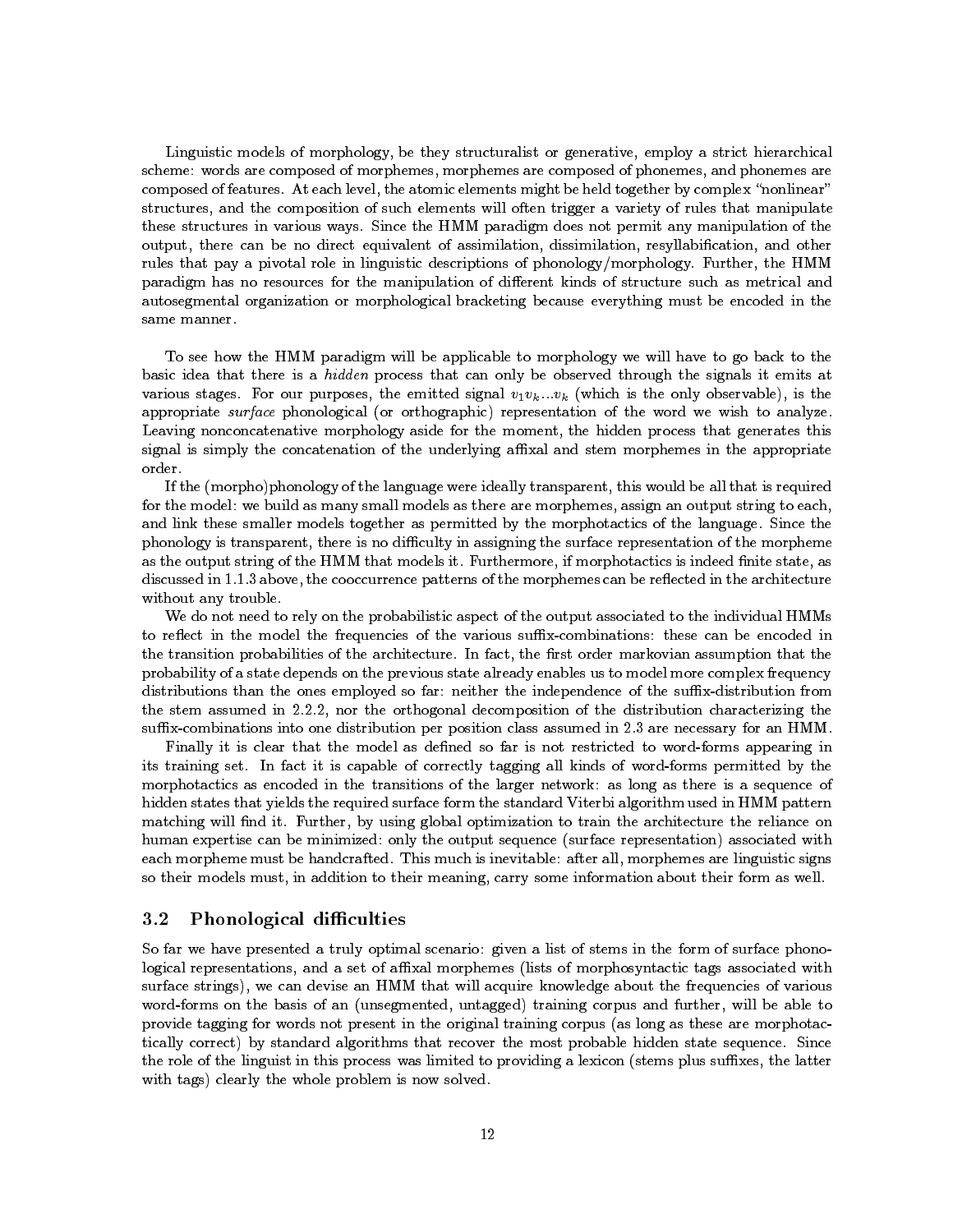Linguistic models of morphology, be they structuralist or generative, employ a strict hierarchical scheme: words are composed of morphemes, morphemes are composed of phonemes, and phonemes are composed of features. At each level, the atomic elements might be held together by complex "nonlinear" structures, and the composition of such elements will often trigger a variety of rules that manipulate these structures in various ways. Since the HMM paradigm does not permit any manipulation of the output, there can be no direct equivalent of assimilation, dissimilation, resyllabification, and other rules that pay a pivotal role in linguistic descriptions of phonology/morphology. Further, the HMM paradigm has no resources for the manipulation of different kinds of structure such as metrical and autosegmental organization or morphological bracketing because everything must be encoded in the same manner.

To see how the HMM paradigm will be applicable to morphology we will have to go back to the basic idea that there is a *hidden* process that can only be observed through the signals it emits at various stages. For our purposes, the emitted signal $v_1 v_k ... v_k$ (which is the only observable), is the appropriate *surface* phonological (or orthographic) representation of the word we wish to analyze. Leaving nonconcatenative morphology aside for the moment, the hidden process that generates this signal is simply the concatenation of the underlying affixal and stem morphemes in the appropriate order.

If the (morpho)phonology of the language were ideally transparent, this would be all that is required for the model: we build as many small models as there are morphemes, assign an output string to each, and link these smaller models together as permitted by the morphotactics of the language. Since the phonology is transparent, there is no difficulty in assigning the surface representation of the morpheme as the output string of the HMM that models it. Furthermore, if morphotactics is indeed finite state, as discussed in 1.1.3 above, the cooccurrence patterns of the morphemes can be reflected in the architecture without any trouble.

We do not need to rely on the probabilistic aspect of the output associated to the individual HMMs to reflect in the model the frequencies of the various suffix-combinations: these can be encoded in the transition probabilities of the architecture. In fact, the first order markovian assumption that the probability of a state depends on the previous state already enables us to model more complex frequency distributions than the ones employed so far: neither the independence of the suffix-distribution from the stem assumed in 2.2.2, nor the orthogonal decomposition of the distribution characterizing the suffix-combinations into one distribution per position class assumed in 2.3 are necessary for an HMM.

Finally it is clear that the model as defined so far is not restricted to word-forms appearing in its training set. In fact it is capable of correctly tagging all kinds of word-forms permitted by the morphotactics as encoded in the transitions of the larger network: as long as there is a sequence of hidden states that yields the required surface form the standard Viterbi algorithm used in HMM pattern matching will find it. Further, by using global optimization to train the architecture the reliance on human expertise can be minimized: only the output sequence (surface representation) associated with each morpheme must be handcrafted. This much is inevitable: after all, morphemes are linguistic signs so their models must, in addition to their meaning, carry some information about their form as well.

## 3.2 Phonological difficulties

So far we have presented a truly optimal scenario: given a list of stems in the form of surface phonological representations, and a set of affixal morphemes (lists of morphosyntactic tags associated with surface strings), we can devise an HMM that will acquire knowledge about the frequencies of various word-forms on the basis of an (unsegmented, untagged) training corpus and further, will be able to provide tagging for words not present in the original training corpus (as long as these are morphotactically correct) by standard algorithms that recover the most probable hidden state sequence. Since the role of the linguist in this process was limited to providing a lexicon (stems plus suffixes, the latter with tags) clearly the whole problem is now solved.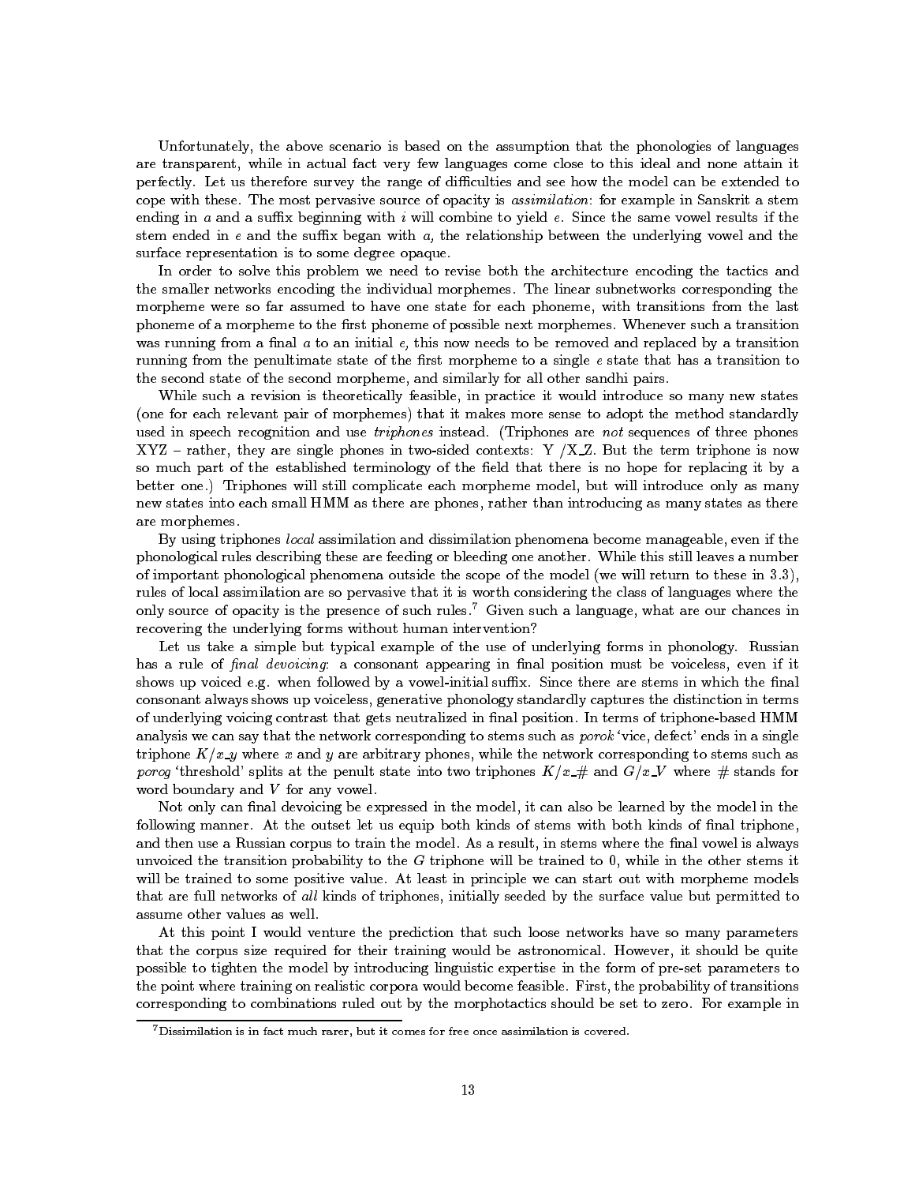Unfortunately, the above scenario is based on the assumption that the phonologies of languages are transparent, while in actual fact very few languages come close to this ideal and none attain it perfectly. Let us therefore survey the range of difficulties and see how the model can be extended to cope with these. The most pervasive source of opacity is *assimilation*: for example in Sanskrit a stem ending in *a* and a suffix beginning with *i* will combine to yield *e*. Since the same vowel results if the stem ended in *e* and the suffix began with *a*, the relationship between the underlying vowel and the surface representation is to some degree opaque.

In order to solve this problem we need to revise both the architecture encoding the tactics and the smaller networks encoding the individual morphemes. The linear subnetworks corresponding the morpheme were so far assumed to have one state for each phoneme, with transitions from the last phoneme of a morpheme to the first phoneme of possible next morphemes. Whenever such a transition was running from a final *a* to an initial *e*, this now needs to be removed and replaced by a transition running from the penultimate state of the first morpheme to a single *e* state that has a transition to the second state of the second morpheme, and similarly for all other sandhi pairs.

While such a revision is theoretically feasible, in practice it would introduce so many new states (one for each relevant pair of morphemes) that it makes more sense to adopt the method standardly used in speech recognition and use *triphones* instead. (Triphones are *not* sequences of three phones XYZ – rather, they are single phones in two-sided contexts: Y /X_Z. But the term triphone is now so much part of the established terminology of the field that there is no hope for replacing it by a better one.) Triphones will still complicate each morpheme model, but will introduce only as many new states into each small HMM as there are phones, rather than introducing as many states as there are morphemes.

By using triphones *local* assimilation and dissimilation phenomena become manageable, even if the phonological rules describing these are feeding or bleeding one another. While this still leaves a number of important phonological phenomena outside the scope of the model (we will return to these in 3.3), rules of local assimilation are so pervasive that it is worth considering the class of languages where the only source of opacity is the presence of such rules.[7] Given such a language, what are our chances in recovering the underlying forms without human intervention?

Let us take a simple but typical example of the use of underlying forms in phonology. Russian has a rule of *final devoicing*: a consonant appearing in final position must be voiceless, even if it shows up voiced e.g. when followed by a vowel-initial suffix. Since there are stems in which the final consonant always shows up voiceless, generative phonology standardly captures the distinction in terms of underlying voicing contrast that gets neutralized in final position. In terms of triphone-based HMM analysis we can say that the network corresponding to stems such as *porok* 'vice, defect' ends in a single triphone $K/x\_y$ where $x$ and $y$ are arbitrary phones, while the network corresponding to stems such as *porog* 'threshold' splits at the penult state into two triphones $K/x\_\#$ and $G/x\_V$ where # stands for word boundary and $V$ for any vowel.

Not only can final devoicing be expressed in the model, it can also be learned by the model in the following manner. At the outset let us equip both kinds of stems with both kinds of final triphone, and then use a Russian corpus to train the model. As a result, in stems where the final vowel is always unvoiced the transition probability to the $G$ triphone will be trained to 0, while in the other stems it will be trained to some positive value. At least in principle we can start out with morpheme models that are full networks of *all* kinds of triphones, initially seeded by the surface value but permitted to assume other values as well.

At this point I would venture the prediction that such loose networks have so many parameters that the corpus size required for their training would be astronomical. However, it should be quite possible to tighten the model by introducing linguistic expertise in the form of pre-set parameters to the point where training on realistic corpora would become feasible. First, the probability of transitions corresponding to combinations ruled out by the morphotactics should be set to zero. For example in

[7] Dissimilation is in fact much rarer, but it comes for free once assimilation is covered.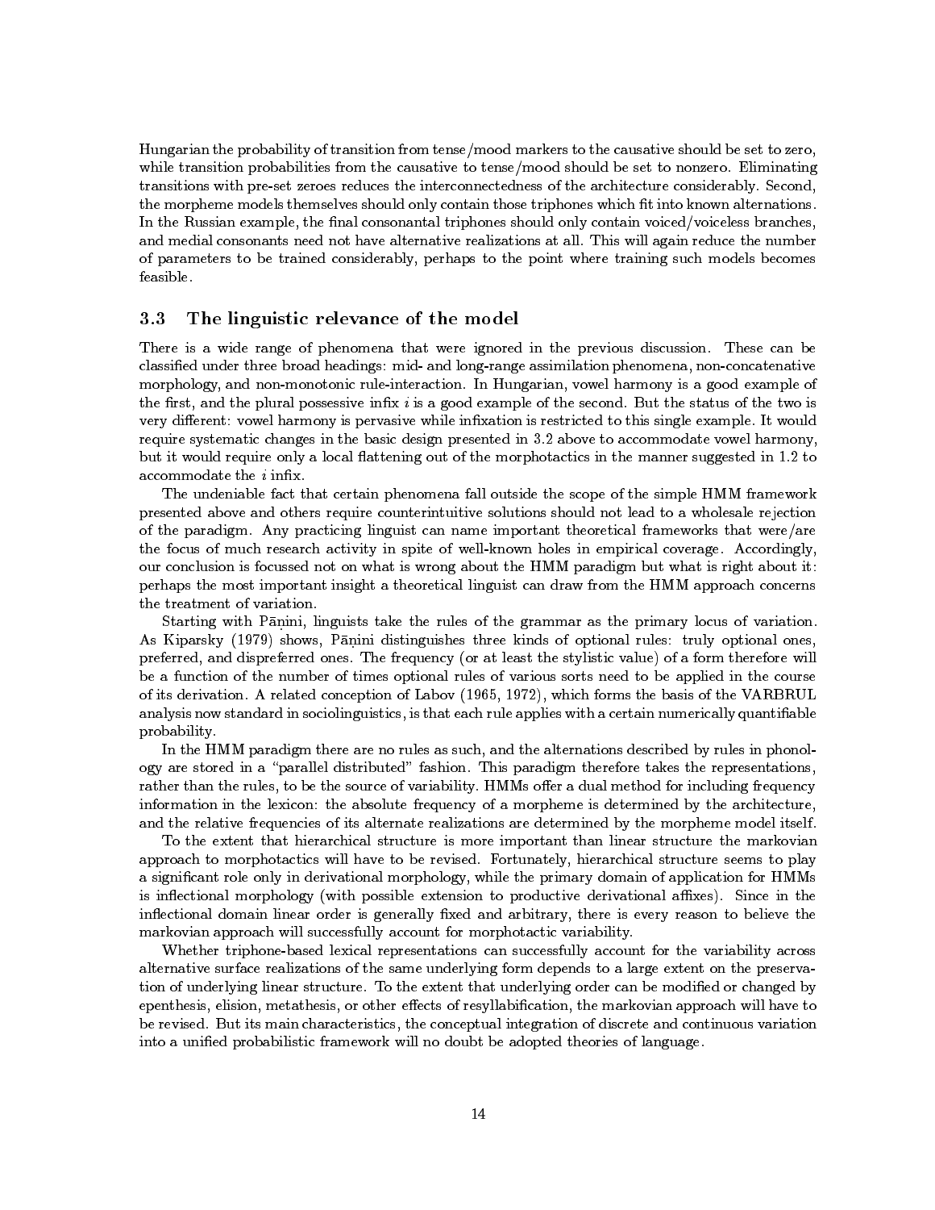Hungarian the probability of transition from tense/mood markers to the causative should be set to zero, while transition probabilities from the causative to tense/mood should be set to nonzero. Eliminating transitions with pre-set zeroes reduces the interconnectedness of the architecture considerably. Second, the morpheme models themselves should only contain those triphones which fit into known alternations. In the Russian example, the final consonantal triphones should only contain voiced/voiceless branches, and medial consonants need not have alternative realizations at all. This will again reduce the number of parameters to be trained considerably, perhaps to the point where training such models becomes feasible.

## 3.3 The linguistic relevance of the model

There is a wide range of phenomena that were ignored in the previous discussion. These can be classified under three broad headings: mid- and long-range assimilation phenomena, non-concatenative morphology, and non-monotonic rule-interaction. In Hungarian, vowel harmony is a good example of the first, and the plural possessive infix *i* is a good example of the second. But the status of the two is very different: vowel harmony is pervasive while infixation is restricted to this single example. It would require systematic changes in the basic design presented in 3.2 above to accommodate vowel harmony, but it would require only a local flattening out of the morphotactics in the manner suggested in 1.2 to accommodate the *i* infix.

The undeniable fact that certain phenomena fall outside the scope of the simple HMM framework presented above and others require counterintuitive solutions should not lead to a wholesale rejection of the paradigm. Any practicing linguist can name important theoretical frameworks that were/are the focus of much research activity in spite of well-known holes in empirical coverage. Accordingly, our conclusion is focussed not on what is wrong about the HMM paradigm but what is right about it: perhaps the most important insight a theoretical linguist can draw from the HMM approach concerns the treatment of variation.

Starting with Pāṇini, linguists take the rules of the grammar as the primary locus of variation. As Kiparsky (1979) shows, Pāṇini distinguishes three kinds of optional rules: truly optional ones, preferred, and dispreferred ones. The frequency (or at least the stylistic value) of a form therefore will be a function of the number of times optional rules of various sorts need to be applied in the course of its derivation. A related conception of Labov (1965, 1972), which forms the basis of the VARBRUL analysis now standard in sociolinguistics, is that each rule applies with a certain numerically quantifiable probability.

In the HMM paradigm there are no rules as such, and the alternations described by rules in phonology are stored in a "parallel distributed" fashion. This paradigm therefore takes the representations, rather than the rules, to be the source of variability. HMMs offer a dual method for including frequency information in the lexicon: the absolute frequency of a morpheme is determined by the architecture, and the relative frequencies of its alternate realizations are determined by the morpheme model itself.

To the extent that hierarchical structure is more important than linear structure the markovian approach to morphotactics will have to be revised. Fortunately, hierarchical structure seems to play a significant role only in derivational morphology, while the primary domain of application for HMMs is inflectional morphology (with possible extension to productive derivational affixes). Since in the inflectional domain linear order is generally fixed and arbitrary, there is every reason to believe the markovian approach will successfully account for morphotactic variability.

Whether triphone-based lexical representations can successfully account for the variability across alternative surface realizations of the same underlying form depends to a large extent on the preservation of underlying linear structure. To the extent that underlying order can be modified or changed by epenthesis, elision, metathesis, or other effects of resyllabification, the markovian approach will have to be revised. But its main characteristics, the conceptual integration of discrete and continuous variation into a unified probabilistic framework will no doubt be adopted theories of language.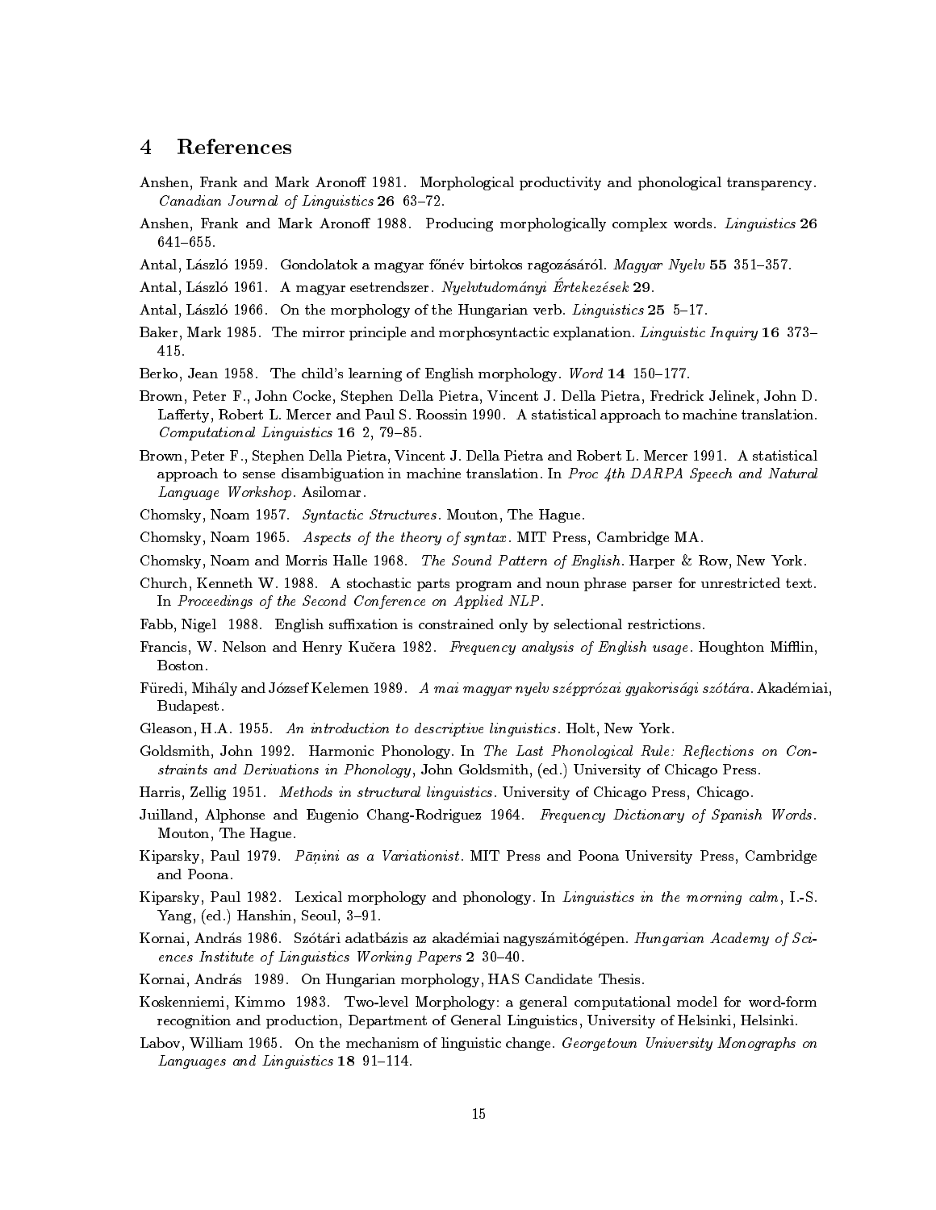## 4 References

Anshen, Frank and Mark Aronoff 1981. Morphological productivity and phonological transparency. *Canadian Journal of Linguistics* **26** 63–72.

Anshen, Frank and Mark Aronoff 1988. Producing morphologically complex words. *Linguistics* **26** 641–655.

Antal, László 1959. Gondolatok a magyar főnév birtokos ragozásáról. *Magyar Nyelv* **55** 351–357.

Antal, László 1961. A magyar esetrendszer. *Nyelvtudományi Értekezések* **29**.

Antal, László 1966. On the morphology of the Hungarian verb. *Linguistics* **25** 5–17.

Baker, Mark 1985. The mirror principle and morphosyntactic explanation. *Linguistic Inquiry* **16** 373–415.

Berko, Jean 1958. The child's learning of English morphology. *Word* **14** 150–177.

Brown, Peter F., John Cocke, Stephen Della Pietra, Vincent J. Della Pietra, Fredrick Jelinek, John D. Lafferty, Robert L. Mercer and Paul S. Roossin 1990. A statistical approach to machine translation. *Computational Linguistics* **16** 2, 79–85.

Brown, Peter F., Stephen Della Pietra, Vincent J. Della Pietra and Robert L. Mercer 1991. A statistical approach to sense disambiguation in machine translation. In *Proc 4th DARPA Speech and Natural Language Workshop*. Asilomar.

Chomsky, Noam 1957. *Syntactic Structures*. Mouton, The Hague.

Chomsky, Noam 1965. *Aspects of the theory of syntax*. MIT Press, Cambridge MA.

Chomsky, Noam and Morris Halle 1968. *The Sound Pattern of English*. Harper & Row, New York.

Church, Kenneth W. 1988. A stochastic parts program and noun phrase parser for unrestricted text. In *Proceedings of the Second Conference on Applied NLP*.

Fabb, Nigel 1988. English suffixation is constrained only by selectional restrictions.

Francis, W. Nelson and Henry Kučera 1982. *Frequency analysis of English usage*. Houghton Mifflin, Boston.

Füredi, Mihály and József Kelemen 1989. *A mai magyar nyelv szépprózai gyakorisági szótára*. Akadémiai, Budapest.

Gleason, H.A. 1955. *An introduction to descriptive linguistics*. Holt, New York.

Goldsmith, John 1992. Harmonic Phonology. In *The Last Phonological Rule: Reflections on Constraints and Derivations in Phonology*, John Goldsmith, (ed.) University of Chicago Press.

Harris, Zellig 1951. *Methods in structural linguistics*. University of Chicago Press, Chicago.

Juilland, Alphonse and Eugenio Chang-Rodriguez 1964. *Frequency Dictionary of Spanish Words*. Mouton, The Hague.

Kiparsky, Paul 1979. *Pāṇini as a Variationist*. MIT Press and Poona University Press, Cambridge and Poona.

Kiparsky, Paul 1982. Lexical morphology and phonology. In *Linguistics in the morning calm*, I.-S. Yang, (ed.) Hanshin, Seoul, 3–91.

Kornai, András 1986. Szótári adatbázis az akadémiai nagyszámitógépen. *Hungarian Academy of Sciences Institute of Linguistics Working Papers* **2** 30–40.

Kornai, András 1989. On Hungarian morphology, HAS Candidate Thesis.

Koskenniemi, Kimmo 1983. Two-level Morphology: a general computational model for word-form recognition and production, Department of General Linguistics, University of Helsinki, Helsinki.

Labov, William 1965. On the mechanism of linguistic change. *Georgetown University Monographs on Languages and Linguistics* **18** 91–114.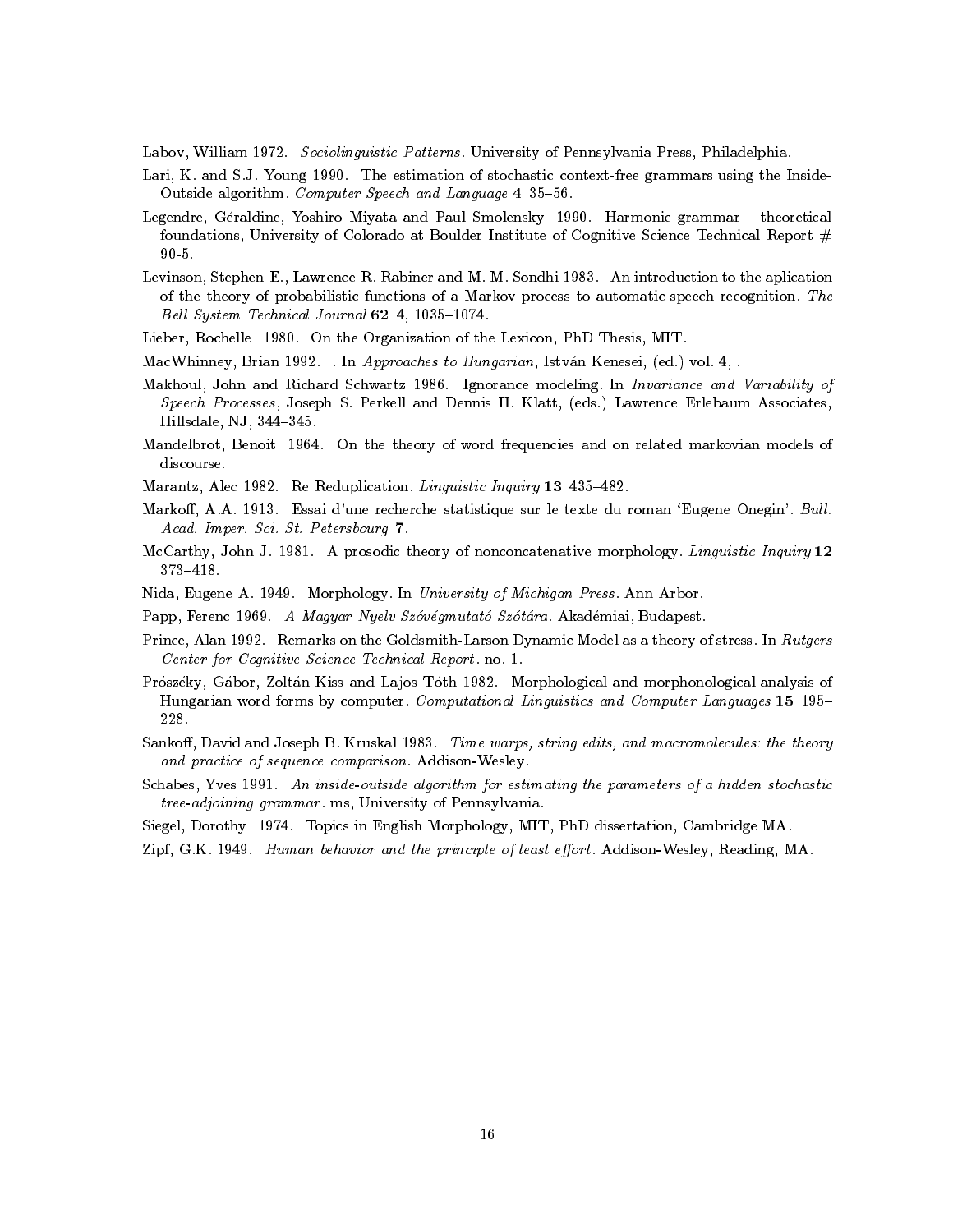Labov, William 1972. *Sociolinguistic Patterns*. University of Pennsylvania Press, Philadelphia.

Lari, K. and S.J. Young 1990. The estimation of stochastic context-free grammars using the Inside-Outside algorithm. *Computer Speech and Language* **4** 35–56.

Legendre, Géraldine, Yoshiro Miyata and Paul Smolensky 1990. Harmonic grammar – theoretical foundations, University of Colorado at Boulder Institute of Cognitive Science Technical Report # 90-5.

Levinson, Stephen E., Lawrence R. Rabiner and M. M. Sondhi 1983. An introduction to the aplication of the theory of probabilistic functions of a Markov process to automatic speech recognition. *The Bell System Technical Journal* **62** 4, 1035–1074.

Lieber, Rochelle 1980. On the Organization of the Lexicon, PhD Thesis, MIT.

MacWhinney, Brian 1992. . In *Approaches to Hungarian*, István Kenesei, (ed.) vol. 4, .

Makhoul, John and Richard Schwartz 1986. Ignorance modeling. In *Invariance and Variability of Speech Processes*, Joseph S. Perkell and Dennis H. Klatt, (eds.) Lawrence Erlebaum Associates, Hillsdale, NJ, 344–345.

Mandelbrot, Benoit 1964. On the theory of word frequencies and on related markovian models of discourse.

Marantz, Alec 1982. Re Reduplication. *Linguistic Inquiry* **13** 435–482.

Markoff, A.A. 1913. Essai d'une recherche statistique sur le texte du roman 'Eugene Onegin'. *Bull. Acad. Imper. Sci. St. Petersbourg* **7**.

McCarthy, John J. 1981. A prosodic theory of nonconcatenative morphology. *Linguistic Inquiry* **12** 373–418.

Nida, Eugene A. 1949. Morphology. In *University of Michigan Press*. Ann Arbor.

Papp, Ferenc 1969. *A Magyar Nyelv Szóvégmutató Szótára*. Akadémiai, Budapest.

Prince, Alan 1992. Remarks on the Goldsmith-Larson Dynamic Model as a theory of stress. In *Rutgers Center for Cognitive Science Technical Report*. no. 1.

Prószéky, Gábor, Zoltán Kiss and Lajos Tóth 1982. Morphological and morphonological analysis of Hungarian word forms by computer. *Computational Linguistics and Computer Languages* **15** 195–228.

Sankoff, David and Joseph B. Kruskal 1983. *Time warps, string edits, and macromolecules: the theory and practice of sequence comparison*. Addison-Wesley.

Schabes, Yves 1991. *An inside-outside algorithm for estimating the parameters of a hidden stochastic tree-adjoining grammar*. ms, University of Pennsylvania.

Siegel, Dorothy 1974. Topics in English Morphology, MIT, PhD dissertation, Cambridge MA.

Zipf, G.K. 1949. *Human behavior and the principle of least effort*. Addison-Wesley, Reading, MA.